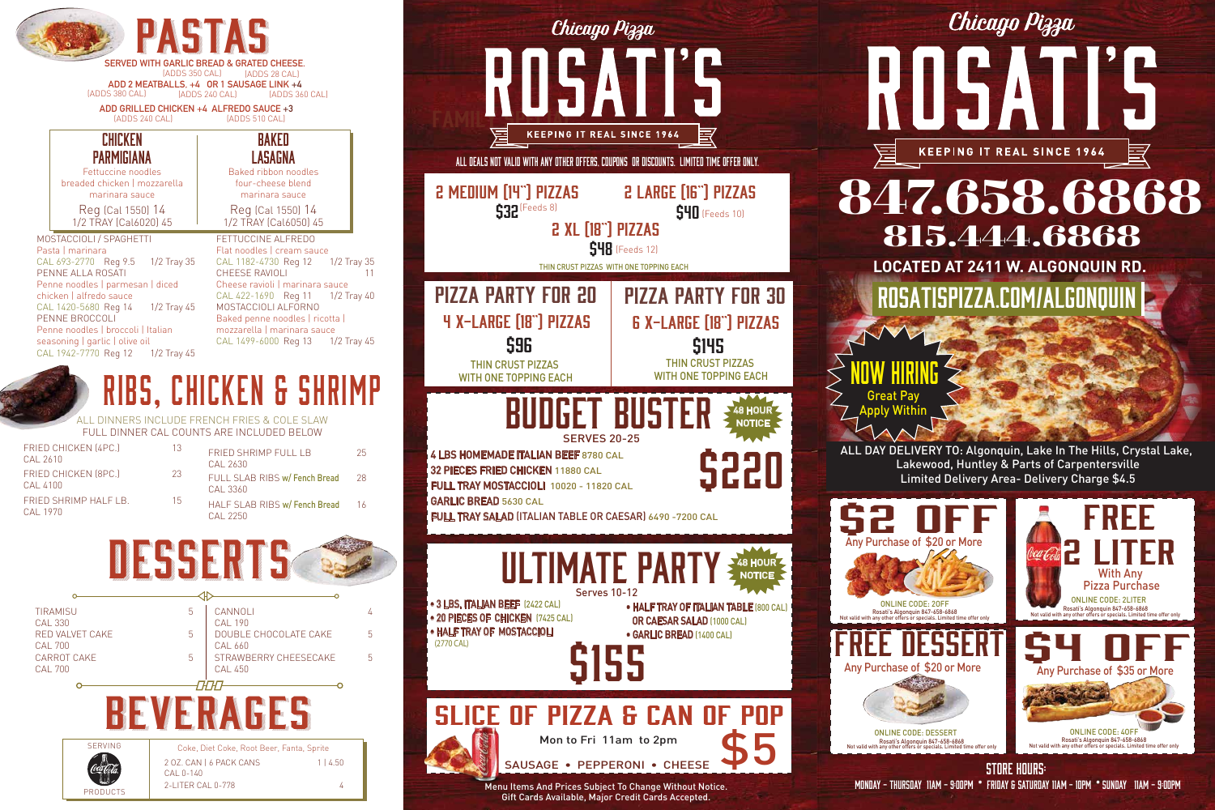# PASTAS

SERVED WITH GARLIC BREAD & GRATED CHEESE.
(ADDS 350 CAL) (ADDS 28 CAL)
ADD 2 MEATBALLS, +4 OR 1 SAUSAGE LINK +4
(ADDS 380 CAL) (ADDS 240 CAL) (ADDS 360 CAL)
ADD GRILLED CHICKEN +4 ALFREDO SAUCE +3
(ADDS 240 CAL) (ADDS 510 CAL)

### CHICKEN PARMIGIANA
Fettuccine noodles
breaded chicken | mozzarella
marinara sauce
Reg (Cal 1550) 14
1/2 TRAY (Cal6020) 45

### BAKED LASAGNA
Baked ribbon noodles
four-cheese blend
marinara sauce
Reg (Cal 1550) 14
1/2 TRAY (Cal6050) 45

**MOSTACCIOLI / SPAGHETTI**
Pasta | marinara
CAL 693-2770 Reg 9.5 1/2 Tray 35

**PENNE ALLA ROSATI**
Penne noodles | parmesan | diced chicken | alfredo sauce
CAL 1420-5680 Reg 14 1/2 Tray 45

**PENNE BROCCOLI**
Penne noodles | broccoli | Italian seasoning | garlic | olive oil
CAL 1942-7770 Reg 12 1/2 Tray 45

**FETTUCCINE ALFREDO**
Flat noodles | cream sauce
CAL 1182-4730 Reg 12 1/2 Tray 35

**CHEESE RAVIOLI** 11
Cheese ravioli | marinara sauce
CAL 422-1690 Reg 11 1/2 Tray 40

**MOSTACCIOLI ALFORNO**
Baked penne noodles | ricotta | mozzarella | marinara sauce
CAL 1499-6000 Reg 13 1/2 Tray 45

# RIBS, CHICKEN & SHRIMP

ALL DINNERS INCLUDE FRENCH FRIES & COLE SLAW
FULL DINNER CAL COUNTS ARE INCLUDED BELOW

| Item | Price | Item | Price |
|---|---|---|---|
| FRIED CHICKEN (4PC.) CAL 2610 | 13 | FRIED SHRIMP FULL LB CAL 2630 | 25 |
| FRIED CHICKEN (8PC.) CAL 4100 | 23 | FULL SLAB RIBS w/ Fench Bread CAL 3360 | 28 |
| FRIED SHRIMP HALF LB. CAL 1970 | 15 | HALF SLAB RIBS w/ Fench Bread CAL 2250 | 16 |

# DESSERTS

| Item | Price | Item | Price |
|---|---|---|---|
| TIRAMISU CAL 330 | 5 | CANNOLI CAL 190 | 4 |
| RED VALVET CAKE CAL 700 | 5 | DOUBLE CHOCOLATE CAKE CAL 660 | 5 |
| CARROT CAKE CAL 700 | 5 | STRAWBERRY CHEESECAKE CAL 450 | 5 |

# BEVERAGES

SERVING Coca-Cola PRODUCTS

Coke, Diet Coke, Root Beer, Fanta, Sprite

| Item | Price |
|---|---|
| 2 OZ. CAN \| 6 PACK CANS CAL 0-140 | 1 \| 4.50 |
| 2-LITER CAL 0-778 | 4 |

# Chicago Pizza ROSATI'S

KEEPING IT REAL SINCE 1964

ALL DEALS NOT VALID WITH ANY OTHER OFFERS, COUPONS OR DISCOUNTS. LIMITED TIME OFFER ONLY.

**2 MEDIUM (14") PIZZAS** $32 (Feeds 8)
**2 LARGE (16") PIZZAS** $40 (Feeds 10)
**2 XL (18") PIZZAS** $48 (Feeds 12)
THIN CRUST PIZZAS WITH ONE TOPPING EACH

## PIZZA PARTY FOR 20
4 X-LARGE (18") PIZZAS
$96
THIN CRUST PIZZAS WITH ONE TOPPING EACH

## PIZZA PARTY FOR 30
6 X-LARGE (18") PIZZAS
$145
THIN CRUST PIZZAS WITH ONE TOPPING EACH

## BUDGET BUSTER
48 HOUR NOTICE
SERVES 20-25
- 4 LBS HOMEMADE ITALIAN BEEF 8780 CAL
- 32 PIECES FRIED CHICKEN 11880 CAL
- FULL TRAY MOSTACCIOLI 10020 - 11820 CAL
- GARLIC BREAD 5630 CAL
- FULL TRAY SALAD (ITALIAN TABLE OR CAESAR) 6490 -7200 CAL

$220

## ULTIMATE PARTY
48 HOUR NOTICE
Serves 10-12
- 3 LBS. ITALIAN BEEF (2422 CAL)
- 20 PIECES OF CHICKEN (7425 CAL)
- HALF TRAY OF MOSTACCIOLI (2770 CAL)
- HALF TRAY OF ITALIAN TABLE (800 CAL) OR CAESAR SALAD (1000 CAL)
- GARLIC BREAD (1400 CAL)

$155

## SLICE OF PIZZA & CAN OF POP
Mon to Fri 11am to 2pm
SAUSAGE • PEPPERONI • CHEESE
$5

Menu Items And Prices Subject To Change Without Notice.
Gift Cards Available, Major Credit Cards Accepted.

# Chicago Pizza ROSATI'S

KEEPING IT REAL SINCE 1964

## 847.658.6868
## 815.444.6868

LOCATED AT 2411 W. ALGONQUIN RD.

ROSATISPIZZA.COM/ALGONQUIN

NOW HIRING
Great Pay
Apply Within

ALL DAY DELIVERY TO: Algonquin, Lake In The Hills, Crystal Lake, Lakewood, Huntley & Parts of Carpentersville
Limited Delivery Area- Delivery Charge $4.5

**$2 OFF** Any Purchase of $20 or More
ONLINE CODE: 2OFF
Rosati's Algonquin 847-658-6868
Not valid with any other offers or specials. Limited time offer only

**FREE 2 LITER** With Any Pizza Purchase
ONLINE CODE: 2LITER
Rosati's Algonquin 847-658-6868
Not valid with any other offers or specials. Limited time offer only

**FREE DESSERT** Any Purchase of $20 or More
ONLINE CODE: DESSERT
Rosati's Algonquin 847-658-6868
Not valid with any other offers or specials. Limited time offer only

**$4 OFF** Any Purchase of $35 or More
ONLINE CODE: 4OFF
Rosati's Algonquin 847-658-6868
Not valid with any other offers or specials. Limited time offer only

STORE HOURS:
MONDAY - THURSDAY 11AM - 9:00PM • FRIDAY & SATURDAY 11AM - 10PM • SUNDAY 11AM - 9:00PM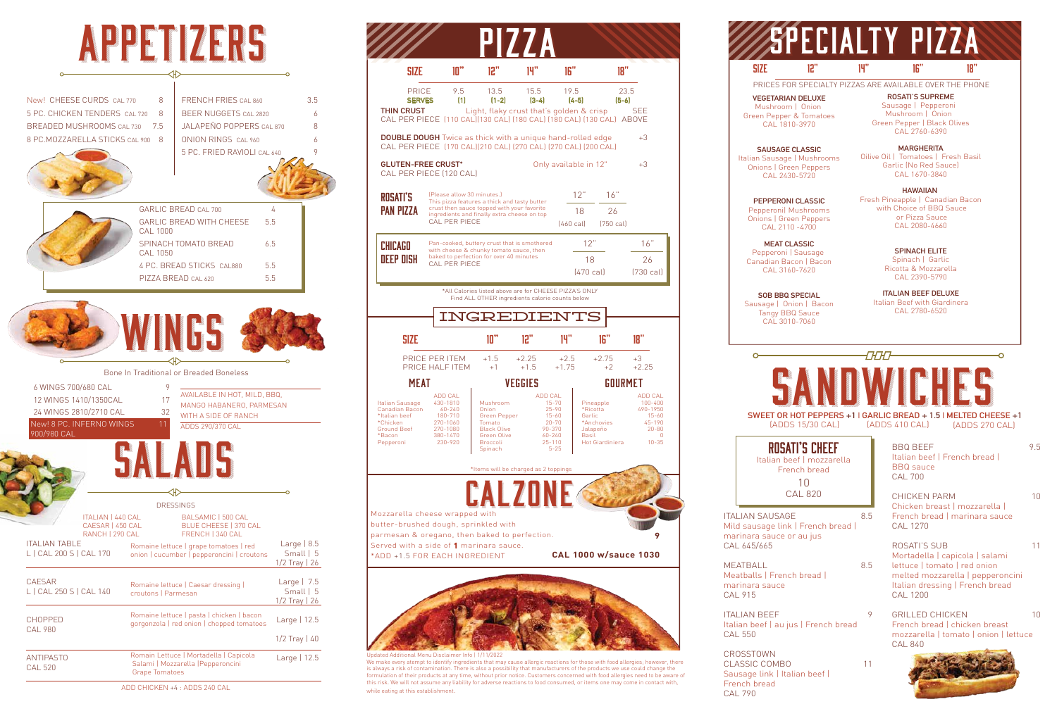# APPETIZERS

| | |
|---|---|
| New! CHEESE CURDS CAL 770 | 8 |
| 5 PC. CHICKEN TENDERS CAL 720 | 8 |
| BREADED MUSHROOMS CAL 730 | 7.5 |
| 8 PC.MOZZARELLA STICKS CAL 900 | 8 |
| FRENCH FRIES CAL 860 | 3.5 |
| BEER NUGGETS CAL 2820 | 6 |
| JALAPEÑO POPPERS CAL 870 | 8 |
| ONION RINGS CAL 960 | 6 |
| 5 PC. FRIED RAVIOLI CAL 640 | 9 |

| | |
|---|---|
| GARLIC BREAD CAL 700 | 4 |
| GARLIC BREAD WITH CHEESE CAL 1000 | 5.5 |
| SPINACH TOMATO BREAD CAL 1050 | 6.5 |
| 4 PC. BREAD STICKS CAL880 | 5.5 |
| PIZZA BREAD CAL 620 | 5.5 |

# WINGS

Bone In Traditional or Breaded Boneless

| | |
|---|---|
| 6 WINGS 700/680 CAL | 9 |
| 12 WINGS 1410/1350CAL | 17 |
| 24 WINGS 2810/2710 CAL | 32 |
| New! 8 PC. INFERNO WINGS 900/980 CAL | 11 |

AVAILABLE IN HOT, MILD, BBQ, MANGO HABANERO, PARMESAN WITH A SIDE OF RANCH
ADDS 290/370 CAL

# SALADS

DRESSINGS

ITALIAN | 440 CAL
CAESAR | 450 CAL
RANCH | 290 CAL
BALSAMIC | 500 CAL
BLUE CHEESE | 370 CAL
FRENCH | 340 CAL

| | | |
|---|---|---|
| ITALIAN TABLE L \| CAL 200 S \| CAL 170 | Romaine lettuce \| grape tomatoes \| red onion \| cucumber \| pepperoncini \| croutons | Large \| 8.5 Small \| 5 1/2 Tray \| 26 |
| CAESAR L \| CAL 250 S \| CAL 140 | Romaine lettuce \| Caesar dressing \| croutons \| Parmesan | Large \| 7.5 Small \| 5 1/2 Tray \| 26 |
| CHOPPED CAL 980 | Romaine lettuce \| pasta \| chicken \| bacon gorgonzola \| red onion \| chopped tomatoes | Large \| 12.5 1/2 Tray \| 40 |
| ANTIPASTO CAL 520 | Romain Lettuce \| Mortadella \| Capicola Salami \| Mozzarella \|Pepperoncini Grape Tomatoes | Large \| 12.5 |

ADD CHICKEN +4 : ADDS 240 CAL

# PIZZA

| SIZE | 10" | 12" | 14" | 16" | 18" |
|---|---|---|---|---|---|
| PRICE | 9.5 | 13.5 | 15.5 | 19.5 | 23.5 |
| SERVES | (1) | (1-2) | (3-4) | (4-5) | (5-6) |

**THIN CRUST** Light, flaky crust that's golden & crisp — SEE ABOVE
CAL PER PIECE (110 CAL)(130 CAL) (180 CAL) (180 CAL) (130 CAL)

**DOUBLE DOUGH** Twice as thick with a unique hand-rolled edge +3
CAL PER PIECE (170 CAL)(210 CAL) (270 CAL) (270 CAL) (200 CAL)

**GLUTEN-FREE CRUST*** Only available in 12" +3
CAL PER PIECE (120 CAL)

**ROSATI'S PAN PIZZA** (Please allow 30 minutes.) This pizza features a thick and tasty butter crust then sauce topped with your favorite ingredients and finally extra cheese on top
CAL PER PIECE

| 12" | 16" |
|---|---|
| 18 | 26 |
| (460 cal) | (750 cal) |

**CHICAGO DEEP DISH** Pan-cooked, buttery crust that is smothered with cheese & chunky tomato sauce, then baked to perfection for over 40 minutes
CAL PER PIECE

| 12" | 16" |
|---|---|
| 18 | 26 |
| (470 cal) | (730 cal) |

*All Calories listed above are for CHEESE PIZZA'S ONLY
Find ALL OTHER ingredients calorie counts below

## INGREDIENTS

| SIZE | 10" | 12" | 14" | 16" | 18" |
|---|---|---|---|---|---|
| PRICE PER ITEM | +1.5 | +2.25 | +2.5 | +2.75 | +3 |
| PRICE HALF ITEM | +1 | +1.5 | +1.75 | +2 | +2.25 |

**MEAT** (ADD CAL)
- Italian Sausage 430-1810
- Canadian Bacon 60-240
- *Italian beef 180-710
- *Chicken 270-1060
- Ground Beef 270-1080
- *Bacon 380-1470
- Pepperoni 230-920

**VEGGIES** (ADD CAL)
- Mushroom 15-70
- Onion 25-90
- Green Pepper 15-60
- Tomato 20-70
- Black Olive 90-370
- Green Olive 60-240
- Broccoli 25-110
- Spinach 5-25

**GOURMET** (ADD CAL)
- Pineapple 100-400
- *Ricotta 490-1950
- Garlic 15-60
- *Anchovies 45-190
- Jalapeño 20-80
- Basil 0
- Hot Giardiniera 10-35

*Items will be charged as 2 toppings

# CALZONE

Mozzarella cheese wrapped with butter-brushed dough, sprinkled with parmesan & oregano, then baked to perfection. Served with a side of 1 marinara sauce. — 9
*ADD +1.5 FOR EACH INGREDIENT
**CAL 1000 w/sauce 1030**

Updated Additional Menu Disclaimer Info | 1/11/2022
We make every attempt to identify ingredients that may cause allergic reactions for those with food allergies; however, there is always a risk of contamination. There is also a possibility that manufacturers of the products we use could change the formulation of their products at any time, without prior notice. Customers concerned with food allergies need to be aware of this risk. We will not assume any liability for adverse reactions to food consumed, or items one may come in contact with, while eating at this establishment.

# SPECIALTY PIZZA

| SIZE | 12" | 14" | 16" | 18" |
|---|---|---|---|---|

PRICES FOR SPECIALTY PIZZAS ARE AVAILABLE OVER THE PHONE

**VEGETARIAN DELUXE**
Mushroom | Onion
Green Pepper & Tomatoes
CAL 1810-3970

**SAUSAGE CLASSIC**
Italian Sausage | Mushrooms
Onions | Green Peppers
CAL 2430-5720

**PEPPERONI CLASSIC**
Pepperoni| Mushrooms
Onions | Green Peppers
CAL 2110 -4700

**MEAT CLASSIC**
Pepperoni | Sausage
Canadian Bacon | Bacon
CAL 3160-7620

**SOB BBQ SPECIAL**
Sausage | Onion | Bacon
Tangy BBQ Sauce
CAL 3010-7060

**ROSATI'S SUPREME**
Sausage | Pepperoni
Mushroom | Onion
Green Pepper | Black Olives
CAL 2760-6390

**MARGHERITA**
Oilive Oil | Tomatoes | Fresh Basil
Garlic (No Red Sauce)
CAL 1670-3840

**HAWAIIAN**
Fresh Pineapple | Canadian Bacon
with Choice of BBQ Sauce
or Pizza Sauce
CAL 2080-4660

**SPINACH ELITE**
Spinach | Garlic
Ricotta & Mozzarella
CAL 2390-5790

**ITALIAN BEEF DELUXE**
Italian Beef with Giardinera
CAL 2780-6520

# SANDWICHES

SWEET OR HOT PEPPERS +1 | GARLIC BREAD + 1.5 | MELTED CHEESE +1
(ADDS 15/30 CAL) (ADDS 410 CAL) (ADDS 270 CAL)

**ROSATI'S CHEEF**
Italian beef | mozzarella
French bread
10
CAL 820

**ITALIAN SAUSAGE** — 8.5
Mild sausage link | French bread | marinara sauce or au jus
CAL 645/665

**MEATBALL** — 8.5
Meatballs | French bread | marinara sauce
CAL 915

**ITALIAN BEEF** — 9
Italian beef | au jus | French bread
CAL 550

**CROSSTOWN CLASSIC COMBO** — 11
Sausage link | Italian beef | French bread
CAL 790

**BBQ BEEF** — 9.5
Italian beef | French bread | BBQ sauce
CAL 700

**CHICKEN PARM** — 10
Chicken breast | mozzarella | French bread | marinara sauce
CAL 1270

**ROSATI'S SUB** — 11
Mortadella | capicola | salami lettuce | tomato | red onion melted mozzarella | pepperoncini Italian dressing | French bread
CAL 1200

**GRILLED CHICKEN** — 10
French bread | chicken breast mozzarella | tomato | onion | lettuce
CAL 840